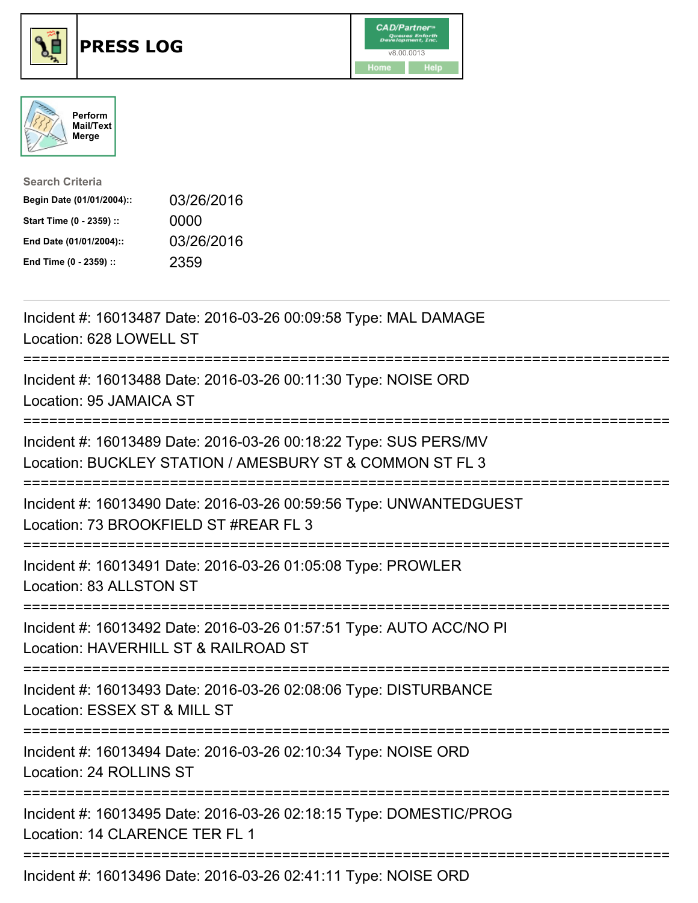# PRESS LOG

CAD/Partner
v8.00.0013
Home Help

Perform Mail/Text Merge

**Search Criteria**

| | |
|---|---|
| **Begin Date (01/01/2004)::** | 03/26/2016 |
| **Start Time (0 - 2359) ::** | 0000 |
| **End Date (01/01/2004)::** | 03/26/2016 |
| **End Time (0 - 2359) ::** | 2359 |

---

Incident #: 16013487 Date: 2016-03-26 00:09:58 Type: MAL DAMAGE
Location: 628 LOWELL ST

===========================================================================

Incident #: 16013488 Date: 2016-03-26 00:11:30 Type: NOISE ORD
Location: 95 JAMAICA ST

===========================================================================

Incident #: 16013489 Date: 2016-03-26 00:18:22 Type: SUS PERS/MV
Location: BUCKLEY STATION / AMESBURY ST & COMMON ST FL 3

===========================================================================

Incident #: 16013490 Date: 2016-03-26 00:59:56 Type: UNWANTEDGUEST
Location: 73 BROOKFIELD ST #REAR FL 3

===========================================================================

Incident #: 16013491 Date: 2016-03-26 01:05:08 Type: PROWLER
Location: 83 ALLSTON ST

===========================================================================

Incident #: 16013492 Date: 2016-03-26 01:57:51 Type: AUTO ACC/NO PI
Location: HAVERHILL ST & RAILROAD ST

===========================================================================

Incident #: 16013493 Date: 2016-03-26 02:08:06 Type: DISTURBANCE
Location: ESSEX ST & MILL ST

===========================================================================

Incident #: 16013494 Date: 2016-03-26 02:10:34 Type: NOISE ORD
Location: 24 ROLLINS ST

===========================================================================

Incident #: 16013495 Date: 2016-03-26 02:18:15 Type: DOMESTIC/PROG
Location: 14 CLARENCE TER FL 1

===========================================================================

Incident #: 16013496 Date: 2016-03-26 02:41:11 Type: NOISE ORD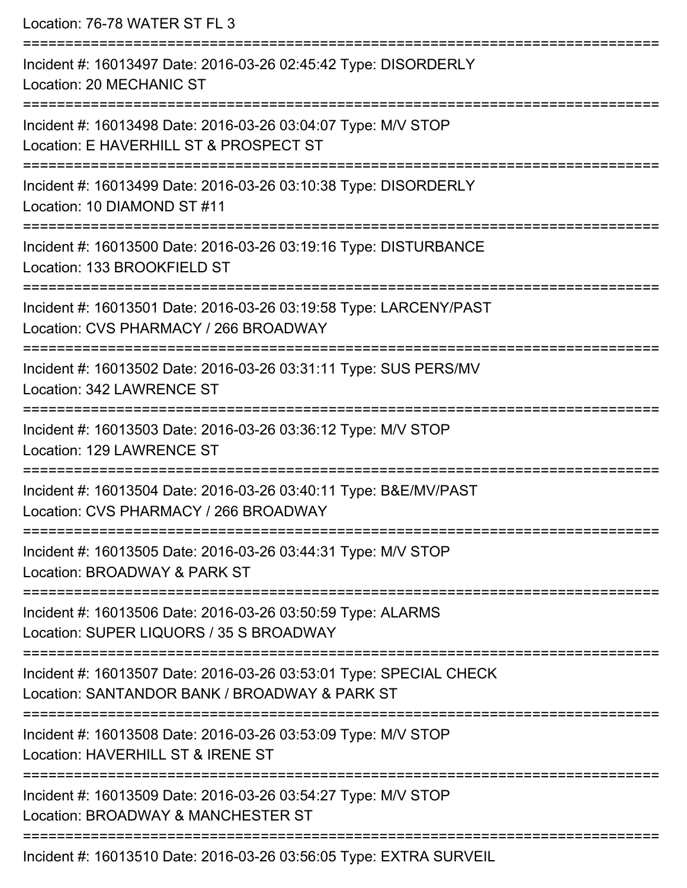Location: 76-78 WATER ST FL 3

===========================================================================

Incident #: 16013497 Date: 2016-03-26 02:45:42 Type: DISORDERLY
Location: 20 MECHANIC ST

===========================================================================

Incident #: 16013498 Date: 2016-03-26 03:04:07 Type: M/V STOP
Location: E HAVERHILL ST & PROSPECT ST

===========================================================================

Incident #: 16013499 Date: 2016-03-26 03:10:38 Type: DISORDERLY
Location: 10 DIAMOND ST #11

===========================================================================

Incident #: 16013500 Date: 2016-03-26 03:19:16 Type: DISTURBANCE
Location: 133 BROOKFIELD ST

===========================================================================

Incident #: 16013501 Date: 2016-03-26 03:19:58 Type: LARCENY/PAST
Location: CVS PHARMACY / 266 BROADWAY

===========================================================================

Incident #: 16013502 Date: 2016-03-26 03:31:11 Type: SUS PERS/MV
Location: 342 LAWRENCE ST

===========================================================================

Incident #: 16013503 Date: 2016-03-26 03:36:12 Type: M/V STOP
Location: 129 LAWRENCE ST

===========================================================================

Incident #: 16013504 Date: 2016-03-26 03:40:11 Type: B&E/MV/PAST
Location: CVS PHARMACY / 266 BROADWAY

===========================================================================

Incident #: 16013505 Date: 2016-03-26 03:44:31 Type: M/V STOP
Location: BROADWAY & PARK ST

===========================================================================

Incident #: 16013506 Date: 2016-03-26 03:50:59 Type: ALARMS
Location: SUPER LIQUORS / 35 S BROADWAY

===========================================================================

Incident #: 16013507 Date: 2016-03-26 03:53:01 Type: SPECIAL CHECK
Location: SANTANDOR BANK / BROADWAY & PARK ST

===========================================================================

Incident #: 16013508 Date: 2016-03-26 03:53:09 Type: M/V STOP
Location: HAVERHILL ST & IRENE ST

===========================================================================

Incident #: 16013509 Date: 2016-03-26 03:54:27 Type: M/V STOP
Location: BROADWAY & MANCHESTER ST

===========================================================================

Incident #: 16013510 Date: 2016-03-26 03:56:05 Type: EXTRA SURVEIL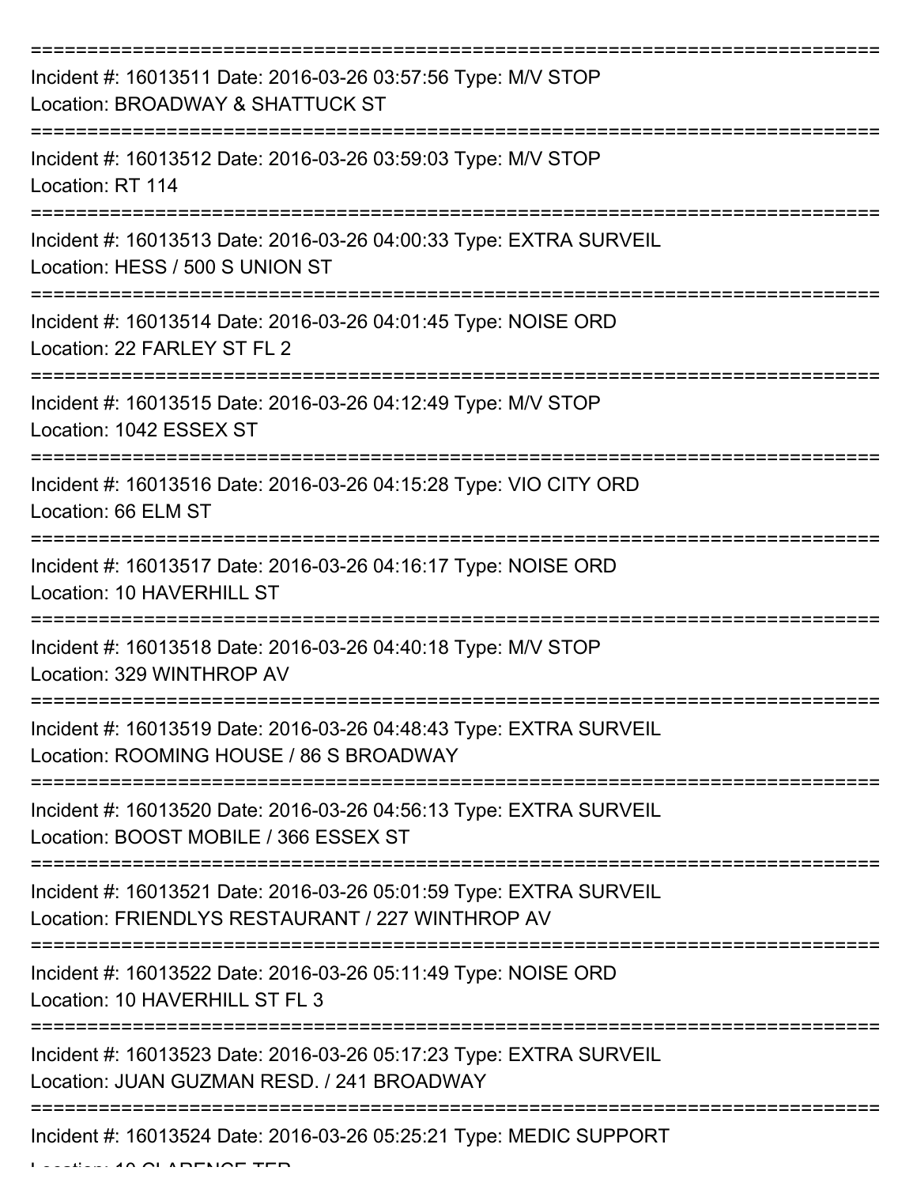===========================================================================
Incident #: 16013511 Date: 2016-03-26 03:57:56 Type: M/V STOP
Location: BROADWAY & SHATTUCK ST
===========================================================================
Incident #: 16013512 Date: 2016-03-26 03:59:03 Type: M/V STOP
Location: RT 114
===========================================================================
Incident #: 16013513 Date: 2016-03-26 04:00:33 Type: EXTRA SURVEIL
Location: HESS / 500 S UNION ST
===========================================================================
Incident #: 16013514 Date: 2016-03-26 04:01:45 Type: NOISE ORD
Location: 22 FARLEY ST FL 2
===========================================================================
Incident #: 16013515 Date: 2016-03-26 04:12:49 Type: M/V STOP
Location: 1042 ESSEX ST
===========================================================================
Incident #: 16013516 Date: 2016-03-26 04:15:28 Type: VIO CITY ORD
Location: 66 ELM ST
===========================================================================
Incident #: 16013517 Date: 2016-03-26 04:16:17 Type: NOISE ORD
Location: 10 HAVERHILL ST
===========================================================================
Incident #: 16013518 Date: 2016-03-26 04:40:18 Type: M/V STOP
Location: 329 WINTHROP AV
===========================================================================
Incident #: 16013519 Date: 2016-03-26 04:48:43 Type: EXTRA SURVEIL
Location: ROOMING HOUSE / 86 S BROADWAY
===========================================================================
Incident #: 16013520 Date: 2016-03-26 04:56:13 Type: EXTRA SURVEIL
Location: BOOST MOBILE / 366 ESSEX ST
===========================================================================
Incident #: 16013521 Date: 2016-03-26 05:01:59 Type: EXTRA SURVEIL
Location: FRIENDLYS RESTAURANT / 227 WINTHROP AV
===========================================================================
Incident #: 16013522 Date: 2016-03-26 05:11:49 Type: NOISE ORD
Location: 10 HAVERHILL ST FL 3
===========================================================================
Incident #: 16013523 Date: 2016-03-26 05:17:23 Type: EXTRA SURVEIL
Location: JUAN GUZMAN RESD. / 241 BROADWAY
===========================================================================
Incident #: 16013524 Date: 2016-03-26 05:25:21 Type: MEDIC SUPPORT
Location: 10 CLARENCE TER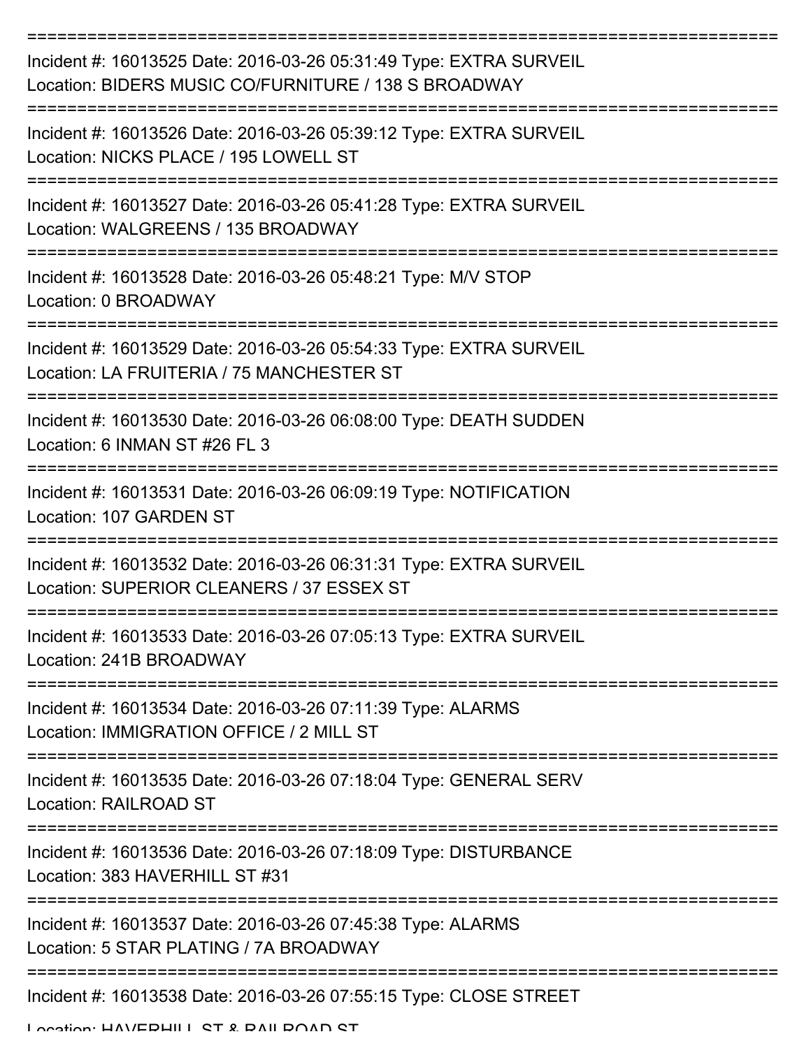===========================================================================

Incident #: 16013525 Date: 2016-03-26 05:31:49 Type: EXTRA SURVEIL
Location: BIDERS MUSIC CO/FURNITURE / 138 S BROADWAY

===========================================================================

Incident #: 16013526 Date: 2016-03-26 05:39:12 Type: EXTRA SURVEIL
Location: NICKS PLACE / 195 LOWELL ST

===========================================================================

Incident #: 16013527 Date: 2016-03-26 05:41:28 Type: EXTRA SURVEIL
Location: WALGREENS / 135 BROADWAY

===========================================================================

Incident #: 16013528 Date: 2016-03-26 05:48:21 Type: M/V STOP
Location: 0 BROADWAY

===========================================================================

Incident #: 16013529 Date: 2016-03-26 05:54:33 Type: EXTRA SURVEIL
Location: LA FRUITERIA / 75 MANCHESTER ST

===========================================================================

Incident #: 16013530 Date: 2016-03-26 06:08:00 Type: DEATH SUDDEN
Location: 6 INMAN ST #26 FL 3

===========================================================================

Incident #: 16013531 Date: 2016-03-26 06:09:19 Type: NOTIFICATION
Location: 107 GARDEN ST

===========================================================================

Incident #: 16013532 Date: 2016-03-26 06:31:31 Type: EXTRA SURVEIL
Location: SUPERIOR CLEANERS / 37 ESSEX ST

===========================================================================

Incident #: 16013533 Date: 2016-03-26 07:05:13 Type: EXTRA SURVEIL
Location: 241B BROADWAY

===========================================================================

Incident #: 16013534 Date: 2016-03-26 07:11:39 Type: ALARMS
Location: IMMIGRATION OFFICE / 2 MILL ST

===========================================================================

Incident #: 16013535 Date: 2016-03-26 07:18:04 Type: GENERAL SERV
Location: RAILROAD ST

===========================================================================

Incident #: 16013536 Date: 2016-03-26 07:18:09 Type: DISTURBANCE
Location: 383 HAVERHILL ST #31

===========================================================================

Incident #: 16013537 Date: 2016-03-26 07:45:38 Type: ALARMS
Location: 5 STAR PLATING / 7A BROADWAY

===========================================================================

Incident #: 16013538 Date: 2016-03-26 07:55:15 Type: CLOSE STREET
Location: HAVERHILL ST & RAILROAD ST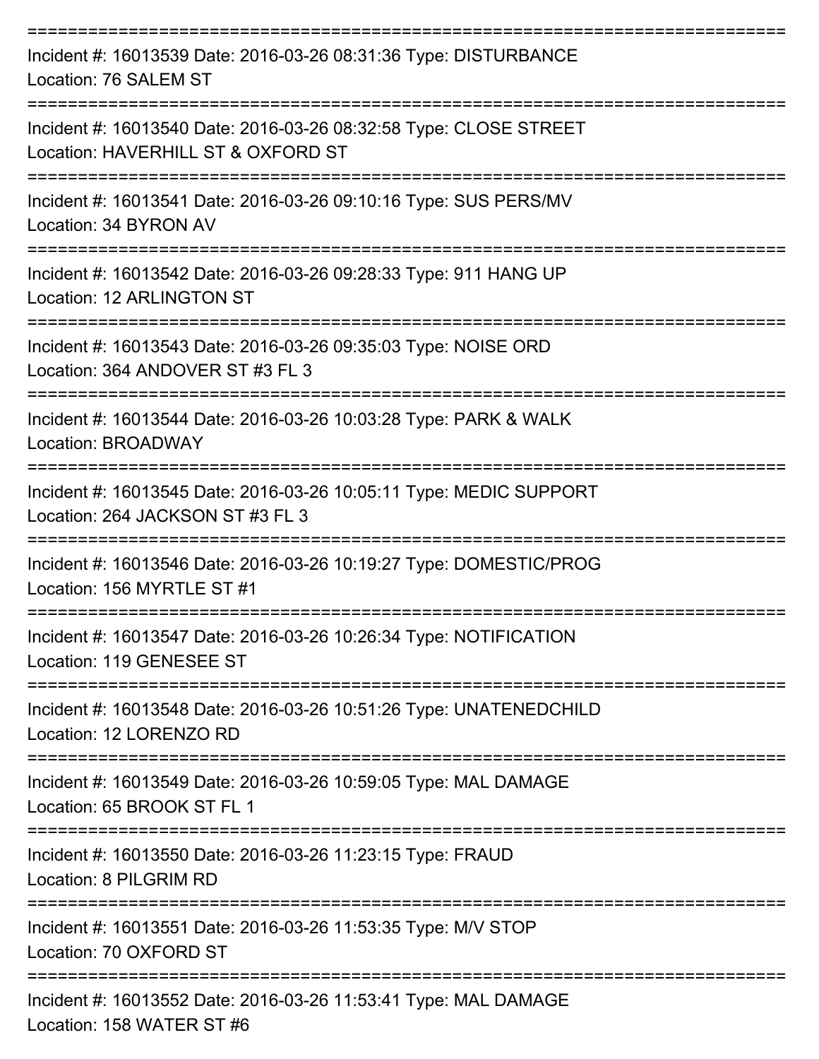Incident #: 16013539 Date: 2016-03-26 08:31:36 Type: DISTURBANCE
Location: 76 SALEM ST

Incident #: 16013540 Date: 2016-03-26 08:32:58 Type: CLOSE STREET
Location: HAVERHILL ST & OXFORD ST

Incident #: 16013541 Date: 2016-03-26 09:10:16 Type: SUS PERS/MV
Location: 34 BYRON AV

Incident #: 16013542 Date: 2016-03-26 09:28:33 Type: 911 HANG UP
Location: 12 ARLINGTON ST

Incident #: 16013543 Date: 2016-03-26 09:35:03 Type: NOISE ORD
Location: 364 ANDOVER ST #3 FL 3

Incident #: 16013544 Date: 2016-03-26 10:03:28 Type: PARK & WALK
Location: BROADWAY

Incident #: 16013545 Date: 2016-03-26 10:05:11 Type: MEDIC SUPPORT
Location: 264 JACKSON ST #3 FL 3

Incident #: 16013546 Date: 2016-03-26 10:19:27 Type: DOMESTIC/PROG
Location: 156 MYRTLE ST #1

Incident #: 16013547 Date: 2016-03-26 10:26:34 Type: NOTIFICATION
Location: 119 GENESEE ST

Incident #: 16013548 Date: 2016-03-26 10:51:26 Type: UNATENEDCHILD
Location: 12 LORENZO RD

Incident #: 16013549 Date: 2016-03-26 10:59:05 Type: MAL DAMAGE
Location: 65 BROOK ST FL 1

Incident #: 16013550 Date: 2016-03-26 11:23:15 Type: FRAUD
Location: 8 PILGRIM RD

Incident #: 16013551 Date: 2016-03-26 11:53:35 Type: M/V STOP
Location: 70 OXFORD ST

Incident #: 16013552 Date: 2016-03-26 11:53:41 Type: MAL DAMAGE
Location: 158 WATER ST #6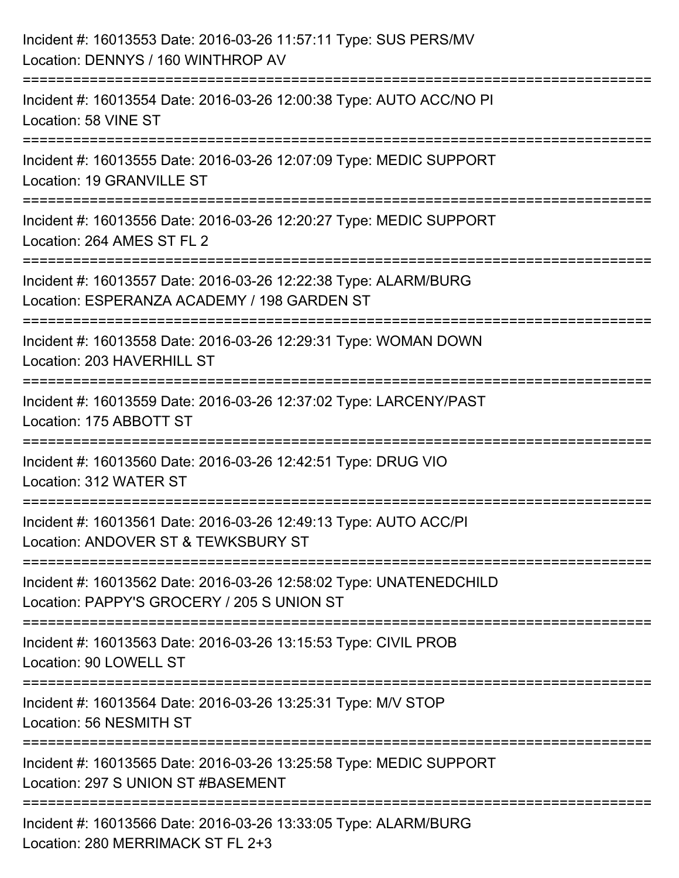Incident #: 16013553 Date: 2016-03-26 11:57:11 Type: SUS PERS/MV
Location: DENNYS / 160 WINTHROP AV

===========================================================================

Incident #: 16013554 Date: 2016-03-26 12:00:38 Type: AUTO ACC/NO PI
Location: 58 VINE ST

===========================================================================

Incident #: 16013555 Date: 2016-03-26 12:07:09 Type: MEDIC SUPPORT
Location: 19 GRANVILLE ST

===========================================================================

Incident #: 16013556 Date: 2016-03-26 12:20:27 Type: MEDIC SUPPORT
Location: 264 AMES ST FL 2

===========================================================================

Incident #: 16013557 Date: 2016-03-26 12:22:38 Type: ALARM/BURG
Location: ESPERANZA ACADEMY / 198 GARDEN ST

===========================================================================

Incident #: 16013558 Date: 2016-03-26 12:29:31 Type: WOMAN DOWN
Location: 203 HAVERHILL ST

===========================================================================

Incident #: 16013559 Date: 2016-03-26 12:37:02 Type: LARCENY/PAST
Location: 175 ABBOTT ST

===========================================================================

Incident #: 16013560 Date: 2016-03-26 12:42:51 Type: DRUG VIO
Location: 312 WATER ST

===========================================================================

Incident #: 16013561 Date: 2016-03-26 12:49:13 Type: AUTO ACC/PI
Location: ANDOVER ST & TEWKSBURY ST

===========================================================================

Incident #: 16013562 Date: 2016-03-26 12:58:02 Type: UNATENEDCHILD
Location: PAPPY'S GROCERY / 205 S UNION ST

===========================================================================

Incident #: 16013563 Date: 2016-03-26 13:15:53 Type: CIVIL PROB
Location: 90 LOWELL ST

===========================================================================

Incident #: 16013564 Date: 2016-03-26 13:25:31 Type: M/V STOP
Location: 56 NESMITH ST

===========================================================================

Incident #: 16013565 Date: 2016-03-26 13:25:58 Type: MEDIC SUPPORT
Location: 297 S UNION ST #BASEMENT

===========================================================================

Incident #: 16013566 Date: 2016-03-26 13:33:05 Type: ALARM/BURG
Location: 280 MERRIMACK ST FL 2+3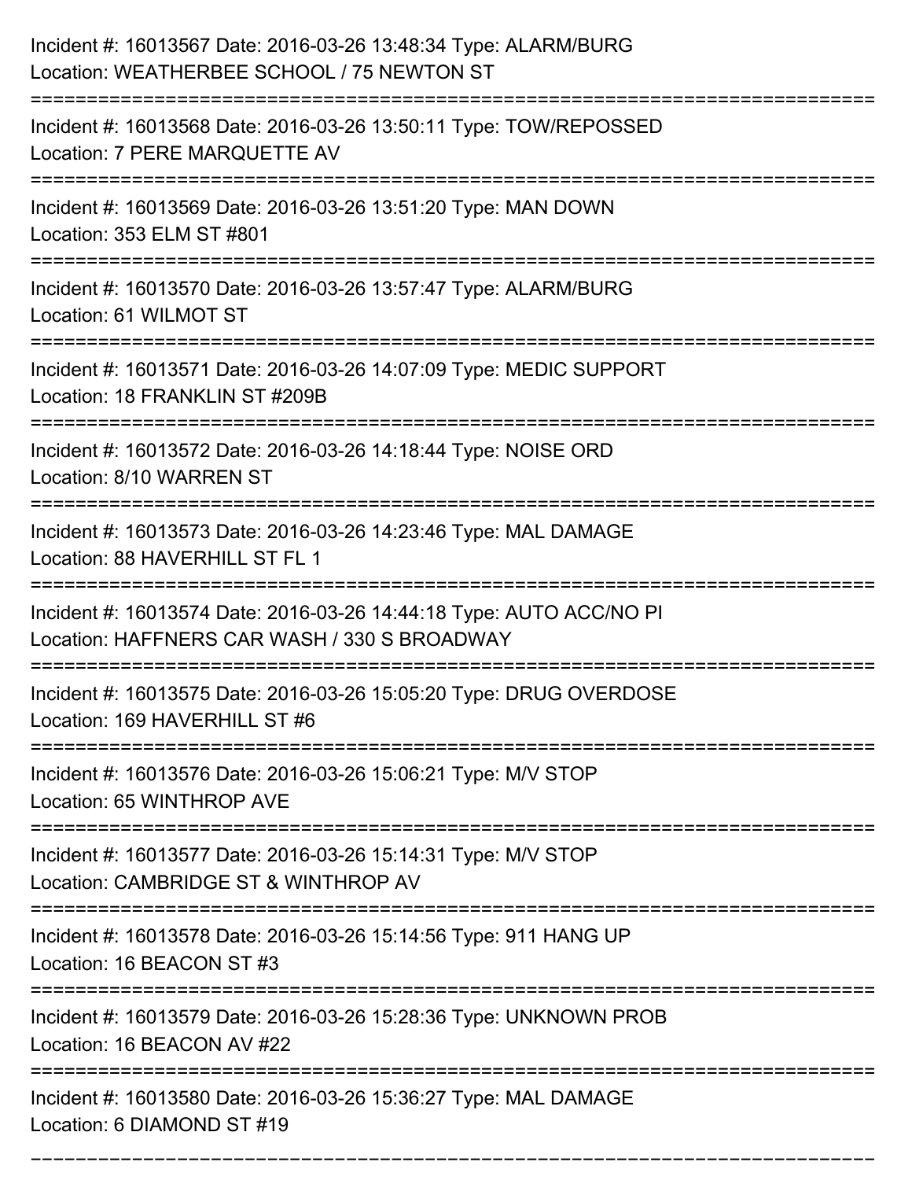Incident #: 16013567 Date: 2016-03-26 13:48:34 Type: ALARM/BURG
Location: WEATHERBEE SCHOOL / 75 NEWTON ST

===========================================================================

Incident #: 16013568 Date: 2016-03-26 13:50:11 Type: TOW/REPOSSED
Location: 7 PERE MARQUETTE AV

===========================================================================

Incident #: 16013569 Date: 2016-03-26 13:51:20 Type: MAN DOWN
Location: 353 ELM ST #801

===========================================================================

Incident #: 16013570 Date: 2016-03-26 13:57:47 Type: ALARM/BURG
Location: 61 WILMOT ST

===========================================================================

Incident #: 16013571 Date: 2016-03-26 14:07:09 Type: MEDIC SUPPORT
Location: 18 FRANKLIN ST #209B

===========================================================================

Incident #: 16013572 Date: 2016-03-26 14:18:44 Type: NOISE ORD
Location: 8/10 WARREN ST

===========================================================================

Incident #: 16013573 Date: 2016-03-26 14:23:46 Type: MAL DAMAGE
Location: 88 HAVERHILL ST FL 1

===========================================================================

Incident #: 16013574 Date: 2016-03-26 14:44:18 Type: AUTO ACC/NO PI
Location: HAFFNERS CAR WASH / 330 S BROADWAY

===========================================================================

Incident #: 16013575 Date: 2016-03-26 15:05:20 Type: DRUG OVERDOSE
Location: 169 HAVERHILL ST #6

===========================================================================

Incident #: 16013576 Date: 2016-03-26 15:06:21 Type: M/V STOP
Location: 65 WINTHROP AVE

===========================================================================

Incident #: 16013577 Date: 2016-03-26 15:14:31 Type: M/V STOP
Location: CAMBRIDGE ST & WINTHROP AV

===========================================================================

Incident #: 16013578 Date: 2016-03-26 15:14:56 Type: 911 HANG UP
Location: 16 BEACON ST #3

===========================================================================

Incident #: 16013579 Date: 2016-03-26 15:28:36 Type: UNKNOWN PROB
Location: 16 BEACON AV #22

===========================================================================

Incident #: 16013580 Date: 2016-03-26 15:36:27 Type: MAL DAMAGE
Location: 6 DIAMOND ST #19

===========================================================================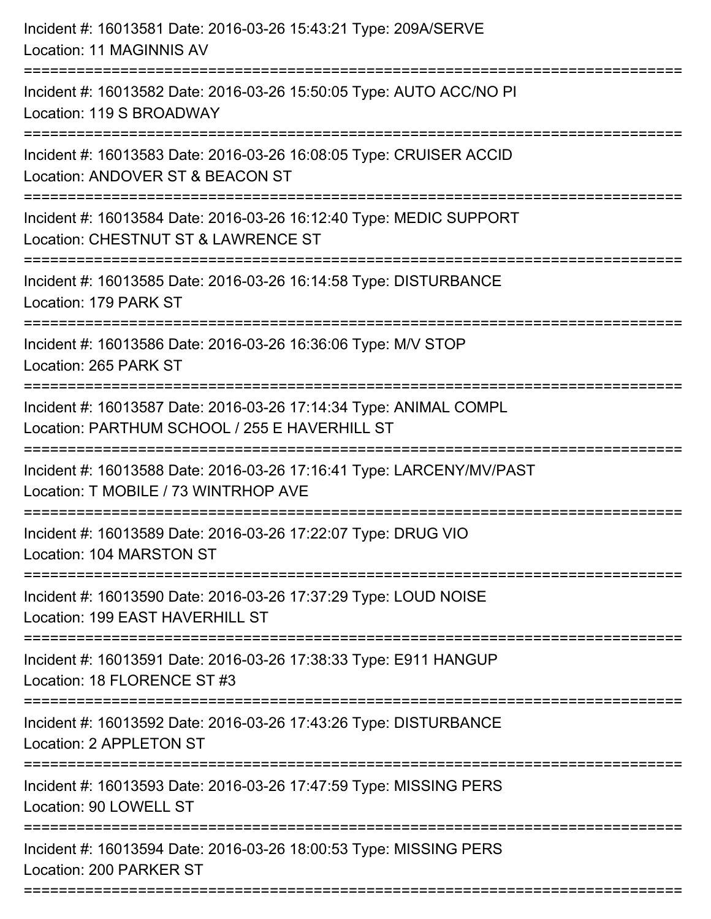Incident #: 16013581 Date: 2016-03-26 15:43:21 Type: 209A/SERVE
Location: 11 MAGINNIS AV

===========================================================================

Incident #: 16013582 Date: 2016-03-26 15:50:05 Type: AUTO ACC/NO PI
Location: 119 S BROADWAY

===========================================================================

Incident #: 16013583 Date: 2016-03-26 16:08:05 Type: CRUISER ACCID
Location: ANDOVER ST & BEACON ST

===========================================================================

Incident #: 16013584 Date: 2016-03-26 16:12:40 Type: MEDIC SUPPORT
Location: CHESTNUT ST & LAWRENCE ST

===========================================================================

Incident #: 16013585 Date: 2016-03-26 16:14:58 Type: DISTURBANCE
Location: 179 PARK ST

===========================================================================

Incident #: 16013586 Date: 2016-03-26 16:36:06 Type: M/V STOP
Location: 265 PARK ST

===========================================================================

Incident #: 16013587 Date: 2016-03-26 17:14:34 Type: ANIMAL COMPL
Location: PARTHUM SCHOOL / 255 E HAVERHILL ST

===========================================================================

Incident #: 16013588 Date: 2016-03-26 17:16:41 Type: LARCENY/MV/PAST
Location: T MOBILE / 73 WINTRHOP AVE

===========================================================================

Incident #: 16013589 Date: 2016-03-26 17:22:07 Type: DRUG VIO
Location: 104 MARSTON ST

===========================================================================

Incident #: 16013590 Date: 2016-03-26 17:37:29 Type: LOUD NOISE
Location: 199 EAST HAVERHILL ST

===========================================================================

Incident #: 16013591 Date: 2016-03-26 17:38:33 Type: E911 HANGUP
Location: 18 FLORENCE ST #3

===========================================================================

Incident #: 16013592 Date: 2016-03-26 17:43:26 Type: DISTURBANCE
Location: 2 APPLETON ST

===========================================================================

Incident #: 16013593 Date: 2016-03-26 17:47:59 Type: MISSING PERS
Location: 90 LOWELL ST

===========================================================================

Incident #: 16013594 Date: 2016-03-26 18:00:53 Type: MISSING PERS
Location: 200 PARKER ST

===========================================================================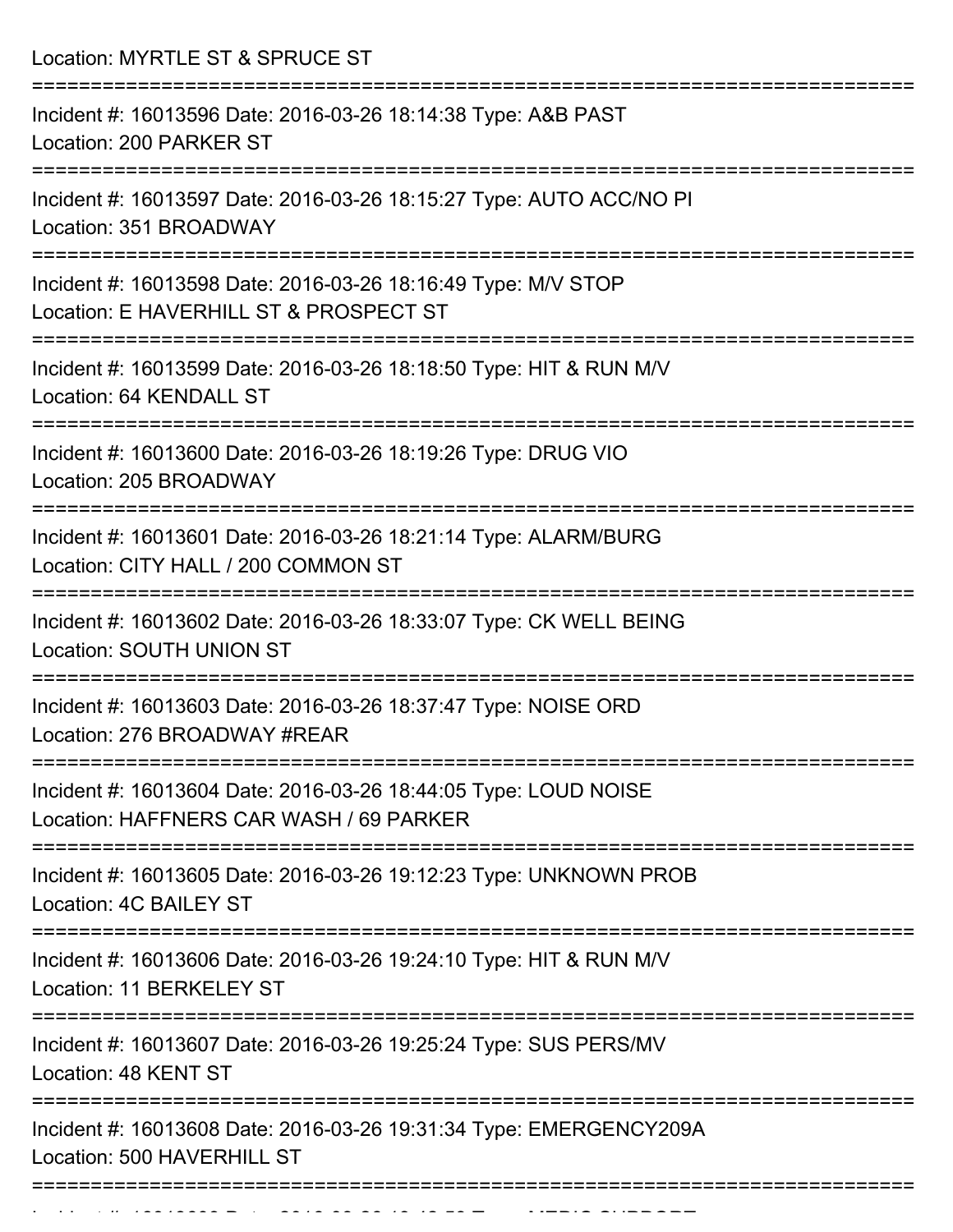Location: MYRTLE ST & SPRUCE ST

===========================================================================

Incident #: 16013596 Date: 2016-03-26 18:14:38 Type: A&B PAST

Location: 200 PARKER ST

===========================================================================

Incident #: 16013597 Date: 2016-03-26 18:15:27 Type: AUTO ACC/NO PI

Location: 351 BROADWAY

===========================================================================

Incident #: 16013598 Date: 2016-03-26 18:16:49 Type: M/V STOP

Location: E HAVERHILL ST & PROSPECT ST

===========================================================================

Incident #: 16013599 Date: 2016-03-26 18:18:50 Type: HIT & RUN M/V

Location: 64 KENDALL ST

===========================================================================

Incident #: 16013600 Date: 2016-03-26 18:19:26 Type: DRUG VIO

Location: 205 BROADWAY

===========================================================================

Incident #: 16013601 Date: 2016-03-26 18:21:14 Type: ALARM/BURG

Location: CITY HALL / 200 COMMON ST

===========================================================================

Incident #: 16013602 Date: 2016-03-26 18:33:07 Type: CK WELL BEING

Location: SOUTH UNION ST

===========================================================================

Incident #: 16013603 Date: 2016-03-26 18:37:47 Type: NOISE ORD

Location: 276 BROADWAY #REAR

===========================================================================

Incident #: 16013604 Date: 2016-03-26 18:44:05 Type: LOUD NOISE

Location: HAFFNERS CAR WASH / 69 PARKER

===========================================================================

Incident #: 16013605 Date: 2016-03-26 19:12:23 Type: UNKNOWN PROB

Location: 4C BAILEY ST

===========================================================================

Incident #: 16013606 Date: 2016-03-26 19:24:10 Type: HIT & RUN M/V

Location: 11 BERKELEY ST

===========================================================================

Incident #: 16013607 Date: 2016-03-26 19:25:24 Type: SUS PERS/MV

Location: 48 KENT ST

===========================================================================

Incident #: 16013608 Date: 2016-03-26 19:31:34 Type: EMERGENCY209A

Location: 500 HAVERHILL ST

===========================================================================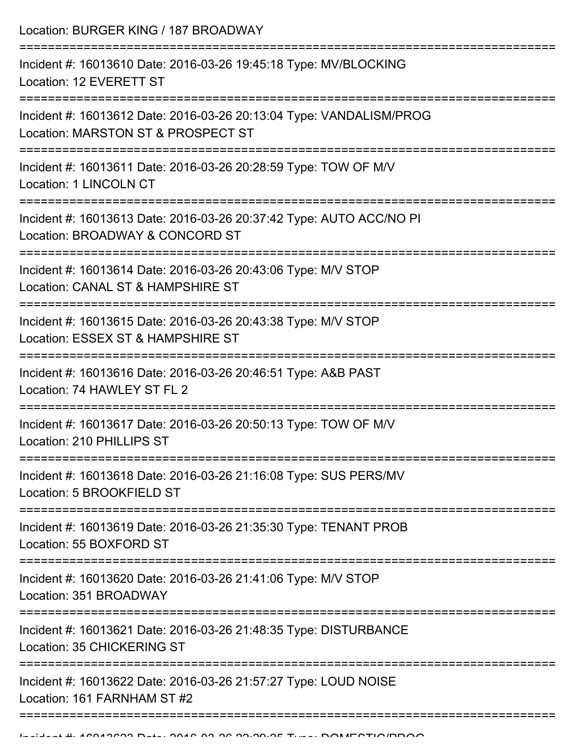Location: BURGER KING / 187 BROADWAY

===========================================================================

Incident #: 16013610 Date: 2016-03-26 19:45:18 Type: MV/BLOCKING
Location: 12 EVERETT ST

===========================================================================

Incident #: 16013612 Date: 2016-03-26 20:13:04 Type: VANDALISM/PROG
Location: MARSTON ST & PROSPECT ST

===========================================================================

Incident #: 16013611 Date: 2016-03-26 20:28:59 Type: TOW OF M/V
Location: 1 LINCOLN CT

===========================================================================

Incident #: 16013613 Date: 2016-03-26 20:37:42 Type: AUTO ACC/NO PI
Location: BROADWAY & CONCORD ST

===========================================================================

Incident #: 16013614 Date: 2016-03-26 20:43:06 Type: M/V STOP
Location: CANAL ST & HAMPSHIRE ST

===========================================================================

Incident #: 16013615 Date: 2016-03-26 20:43:38 Type: M/V STOP
Location: ESSEX ST & HAMPSHIRE ST

===========================================================================

Incident #: 16013616 Date: 2016-03-26 20:46:51 Type: A&B PAST
Location: 74 HAWLEY ST FL 2

===========================================================================

Incident #: 16013617 Date: 2016-03-26 20:50:13 Type: TOW OF M/V
Location: 210 PHILLIPS ST

===========================================================================

Incident #: 16013618 Date: 2016-03-26 21:16:08 Type: SUS PERS/MV
Location: 5 BROOKFIELD ST

===========================================================================

Incident #: 16013619 Date: 2016-03-26 21:35:30 Type: TENANT PROB
Location: 55 BOXFORD ST

===========================================================================

Incident #: 16013620 Date: 2016-03-26 21:41:06 Type: M/V STOP
Location: 351 BROADWAY

===========================================================================

Incident #: 16013621 Date: 2016-03-26 21:48:35 Type: DISTURBANCE
Location: 35 CHICKERING ST

===========================================================================

Incident #: 16013622 Date: 2016-03-26 21:57:27 Type: LOUD NOISE
Location: 161 FARNHAM ST #2

===========================================================================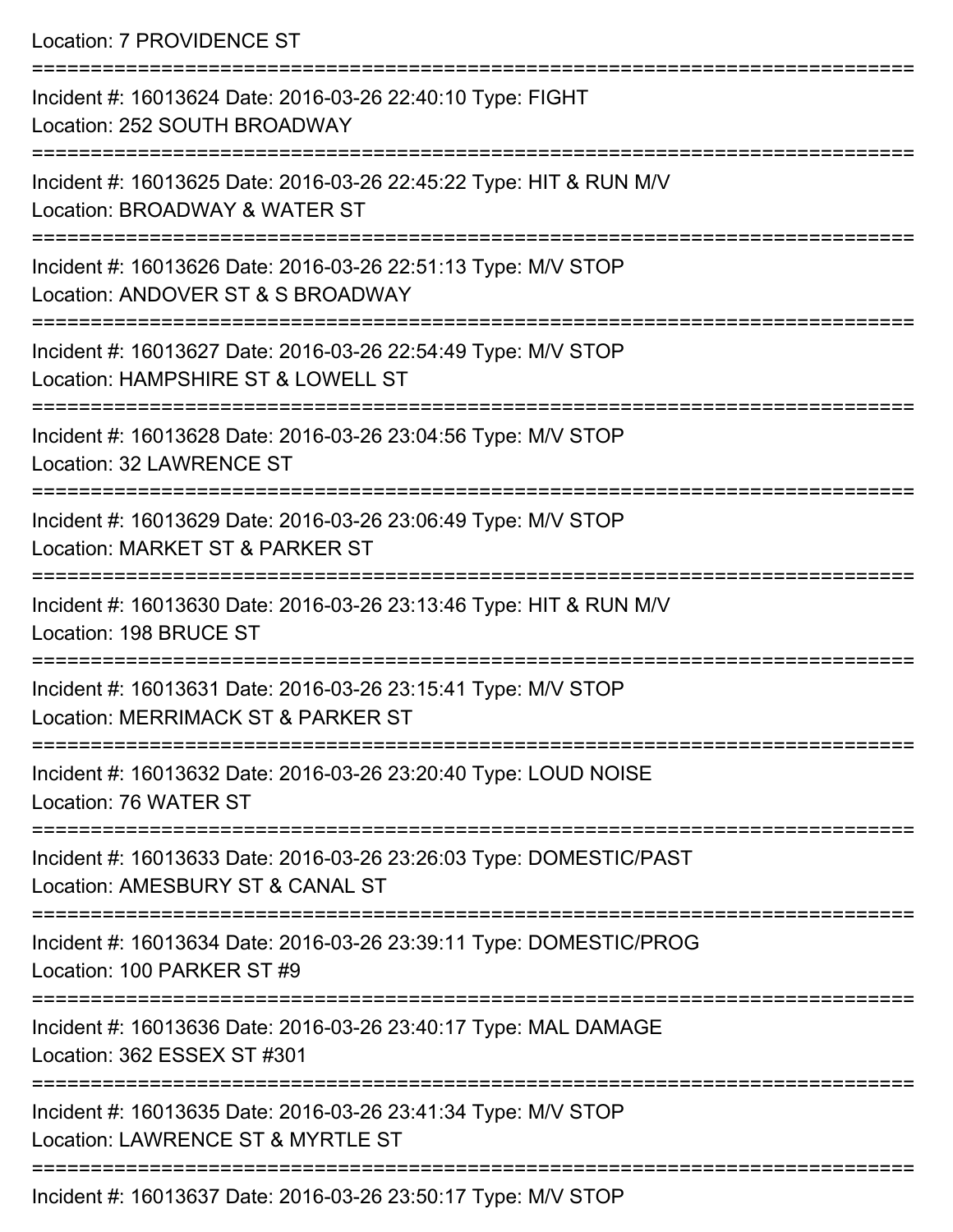Location: 7 PROVIDENCE ST

===========================================================================

Incident #: 16013624 Date: 2016-03-26 22:40:10 Type: FIGHT
Location: 252 SOUTH BROADWAY

===========================================================================

Incident #: 16013625 Date: 2016-03-26 22:45:22 Type: HIT & RUN M/V
Location: BROADWAY & WATER ST

===========================================================================

Incident #: 16013626 Date: 2016-03-26 22:51:13 Type: M/V STOP
Location: ANDOVER ST & S BROADWAY

===========================================================================

Incident #: 16013627 Date: 2016-03-26 22:54:49 Type: M/V STOP
Location: HAMPSHIRE ST & LOWELL ST

===========================================================================

Incident #: 16013628 Date: 2016-03-26 23:04:56 Type: M/V STOP
Location: 32 LAWRENCE ST

===========================================================================

Incident #: 16013629 Date: 2016-03-26 23:06:49 Type: M/V STOP
Location: MARKET ST & PARKER ST

===========================================================================

Incident #: 16013630 Date: 2016-03-26 23:13:46 Type: HIT & RUN M/V
Location: 198 BRUCE ST

===========================================================================

Incident #: 16013631 Date: 2016-03-26 23:15:41 Type: M/V STOP
Location: MERRIMACK ST & PARKER ST

===========================================================================

Incident #: 16013632 Date: 2016-03-26 23:20:40 Type: LOUD NOISE
Location: 76 WATER ST

===========================================================================

Incident #: 16013633 Date: 2016-03-26 23:26:03 Type: DOMESTIC/PAST
Location: AMESBURY ST & CANAL ST

===========================================================================

Incident #: 16013634 Date: 2016-03-26 23:39:11 Type: DOMESTIC/PROG
Location: 100 PARKER ST #9

===========================================================================

Incident #: 16013636 Date: 2016-03-26 23:40:17 Type: MAL DAMAGE
Location: 362 ESSEX ST #301

===========================================================================

Incident #: 16013635 Date: 2016-03-26 23:41:34 Type: M/V STOP
Location: LAWRENCE ST & MYRTLE ST

===========================================================================

Incident #: 16013637 Date: 2016-03-26 23:50:17 Type: M/V STOP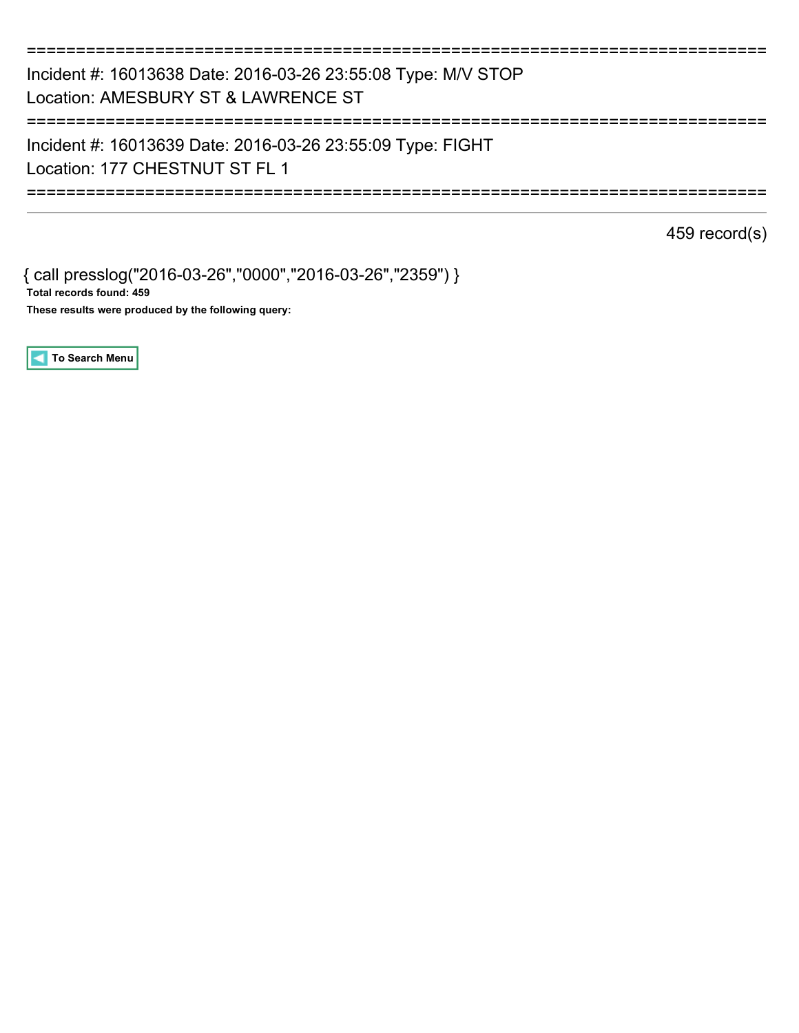===========================================================================

Incident #: 16013638 Date: 2016-03-26 23:55:08 Type: M/V STOP

Location: AMESBURY ST & LAWRENCE ST

===========================================================================

Incident #: 16013639 Date: 2016-03-26 23:55:09 Type: FIGHT

Location: 177 CHESTNUT ST FL 1

===========================================================================

---

459 record(s)

{ call presslog("2016-03-26","0000","2016-03-26","2359") }

**Total records found: 459**

**These results were produced by the following query:**

**To Search Menu**